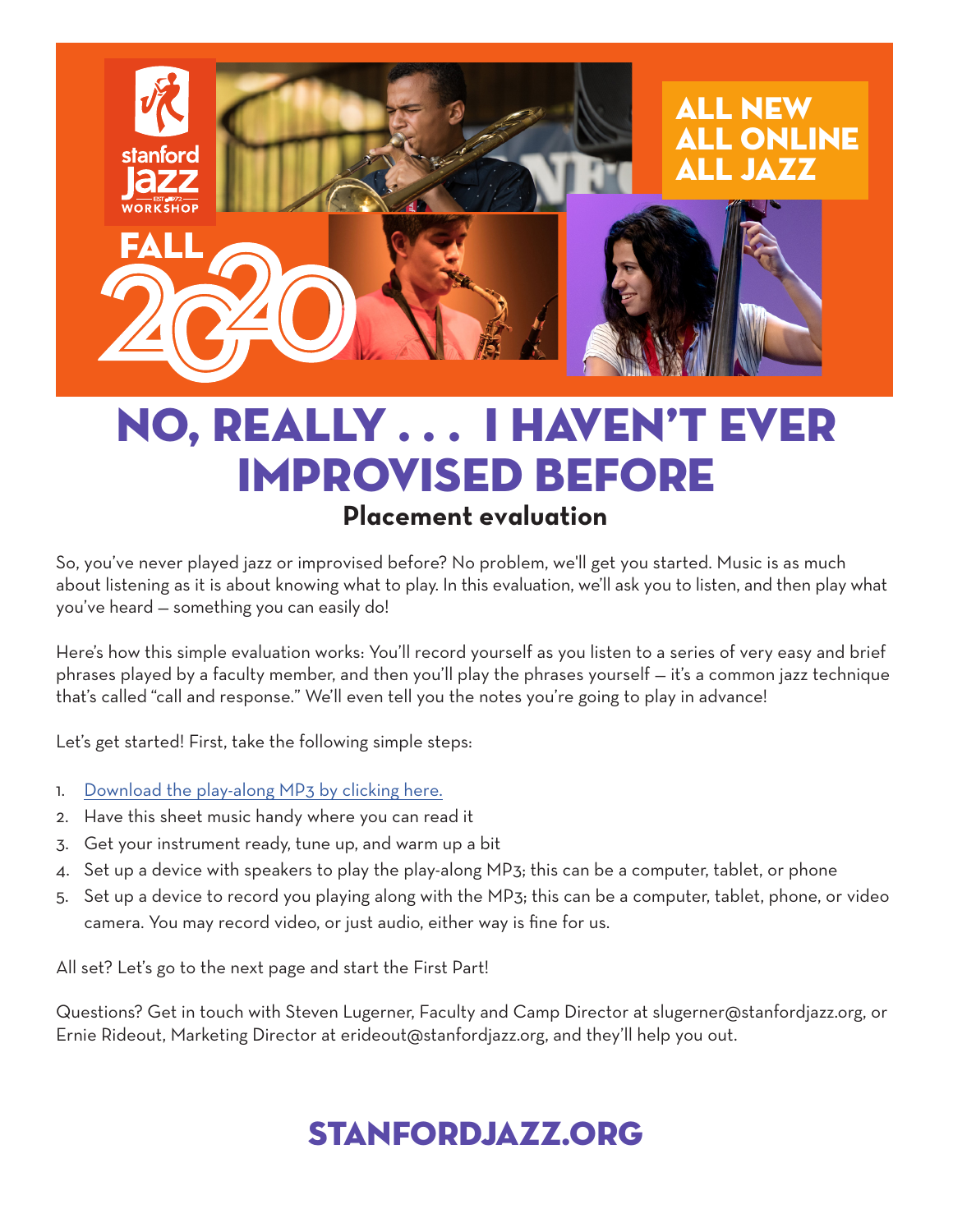stanford jazz WORKSHOP

FALL 2020

ALL NEW
ALL ONLINE
ALL JAZZ

# NO, REALLY . . . I HAVEN'T EVER IMPROVISED BEFORE

## Placement evaluation

So, you've never played jazz or improvised before? No problem, we'll get you started. Music is as much about listening as it is about knowing what to play. In this evaluation, we'll ask you to listen, and then play what you've heard — something you can easily do!

Here's how this simple evaluation works: You'll record yourself as you listen to a series of very easy and brief phrases played by a faculty member, and then you'll play the phrases yourself — it's a common jazz technique that's called "call and response." We'll even tell you the notes you're going to play in advance!

Let's get started! First, take the following simple steps:

1. Download the play-along MP3 by clicking here.
2. Have this sheet music handy where you can read it
3. Get your instrument ready, tune up, and warm up a bit
4. Set up a device with speakers to play the play-along MP3; this can be a computer, tablet, or phone
5. Set up a device to record you playing along with the MP3; this can be a computer, tablet, phone, or video camera. You may record video, or just audio, either way is fine for us.

All set? Let's go to the next page and start the First Part!

Questions? Get in touch with Steven Lugerner, Faculty and Camp Director at slugerner@stanfordjazz.org, or Ernie Rideout, Marketing Director at erideout@stanfordjazz.org, and they'll help you out.

**STANFORDJAZZ.ORG**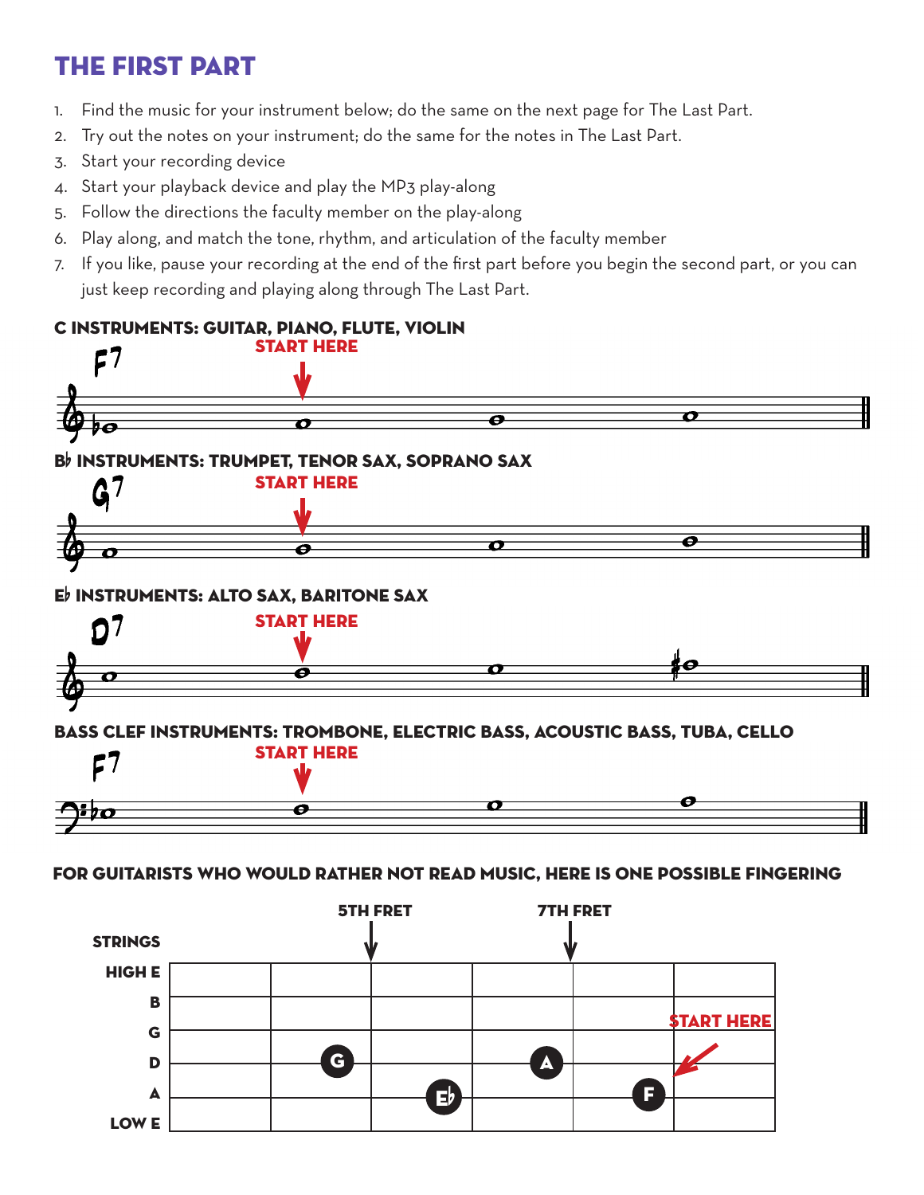## THE FIRST PART

1. Find the music for your instrument below; do the same on the next page for The Last Part.
2. Try out the notes on your instrument; do the same for the notes in The Last Part.
3. Start your recording device
4. Start your playback device and play the MP3 play-along
5. Follow the directions the faculty member on the play-along
6. Play along, and match the tone, rhythm, and articulation of the faculty member
7. If you like, pause your recording at the end of the first part before you begin the second part, or you can just keep recording and playing along through The Last Part.

### C INSTRUMENTS: GUITAR, PIANO, FLUTE, VIOLIN

F7

START HERE

### B♭ INSTRUMENTS: TRUMPET, TENOR SAX, SOPRANO SAX

G7

START HERE

### E♭ INSTRUMENTS: ALTO SAX, BARITONE SAX

D7

START HERE

### BASS CLEF INSTRUMENTS: TROMBONE, ELECTRIC BASS, ACOUSTIC BASS, TUBA, CELLO

F7

START HERE

### FOR GUITARISTS WHO WOULD RATHER NOT READ MUSIC, HERE IS ONE POSSIBLE FINGERING

5TH FRET

7TH FRET

STRINGS

HIGH E

B

G

D

A

LOW E

G

E♭

A

F

START HERE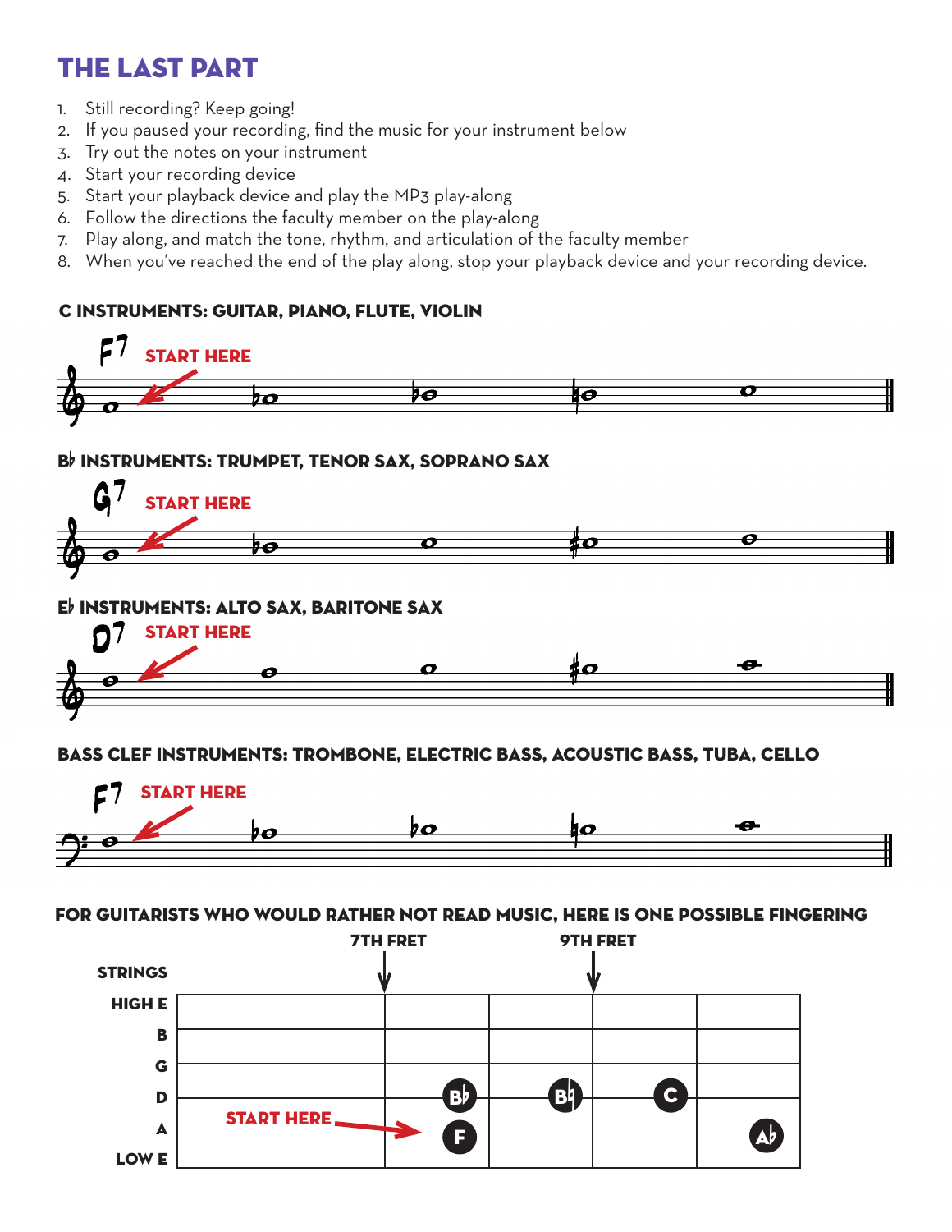# THE LAST PART

1. Still recording? Keep going!
2. If you paused your recording, find the music for your instrument below
3. Try out the notes on your instrument
4. Start your recording device
5. Start your playback device and play the MP3 play-along
6. Follow the directions the faculty member on the play-along
7. Play along, and match the tone, rhythm, and articulation of the faculty member
8. When you've reached the end of the play along, stop your playback device and your recording device.

### C INSTRUMENTS: GUITAR, PIANO, FLUTE, VIOLIN

F7 START HERE

### B♭ INSTRUMENTS: TRUMPET, TENOR SAX, SOPRANO SAX

G7 START HERE

### E♭ INSTRUMENTS: ALTO SAX, BARITONE SAX

D7 START HERE

### BASS CLEF INSTRUMENTS: TROMBONE, ELECTRIC BASS, ACOUSTIC BASS, TUBA, CELLO

F7 START HERE

### FOR GUITARISTS WHO WOULD RATHER NOT READ MUSIC, HERE IS ONE POSSIBLE FINGERING

7TH FRET · 9TH FRET

STRINGS: HIGH E, B, G, D, A, LOW E

START HERE → F (A string, 7th fret); B♭ (D string, 8th fret); B♮ (D string, 9th fret); C (D string, 10th fret); A♭ (A string, 11th fret)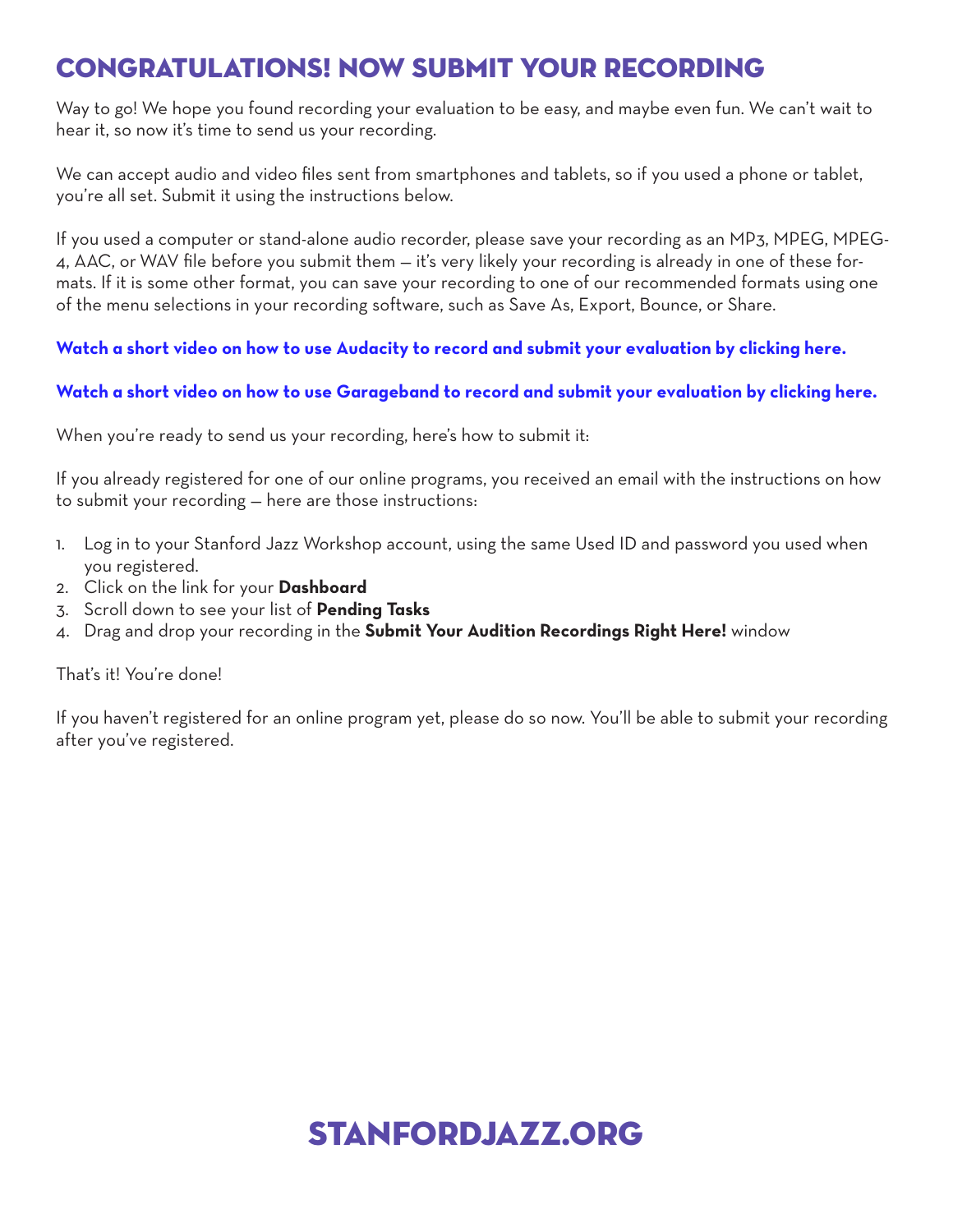# CONGRATULATIONS! NOW SUBMIT YOUR RECORDING

Way to go! We hope you found recording your evaluation to be easy, and maybe even fun. We can't wait to hear it, so now it's time to send us your recording.

We can accept audio and video files sent from smartphones and tablets, so if you used a phone or tablet, you're all set. Submit it using the instructions below.

If you used a computer or stand-alone audio recorder, please save your recording as an MP3, MPEG, MPEG-4, AAC, or WAV file before you submit them — it's very likely your recording is already in one of these formats. If it is some other format, you can save your recording to one of our recommended formats using one of the menu selections in your recording software, such as Save As, Export, Bounce, or Share.

**Watch a short video on how to use Audacity to record and submit your evaluation by clicking here.**

**Watch a short video on how to use Garageband to record and submit your evaluation by clicking here.**

When you're ready to send us your recording, here's how to submit it:

If you already registered for one of our online programs, you received an email with the instructions on how to submit your recording — here are those instructions:

1. Log in to your Stanford Jazz Workshop account, using the same Used ID and password you used when you registered.
2. Click on the link for your **Dashboard**
3. Scroll down to see your list of **Pending Tasks**
4. Drag and drop your recording in the **Submit Your Audition Recordings Right Here!** window

That's it! You're done!

If you haven't registered for an online program yet, please do so now. You'll be able to submit your recording after you've registered.

**STANFORDJAZZ.ORG**